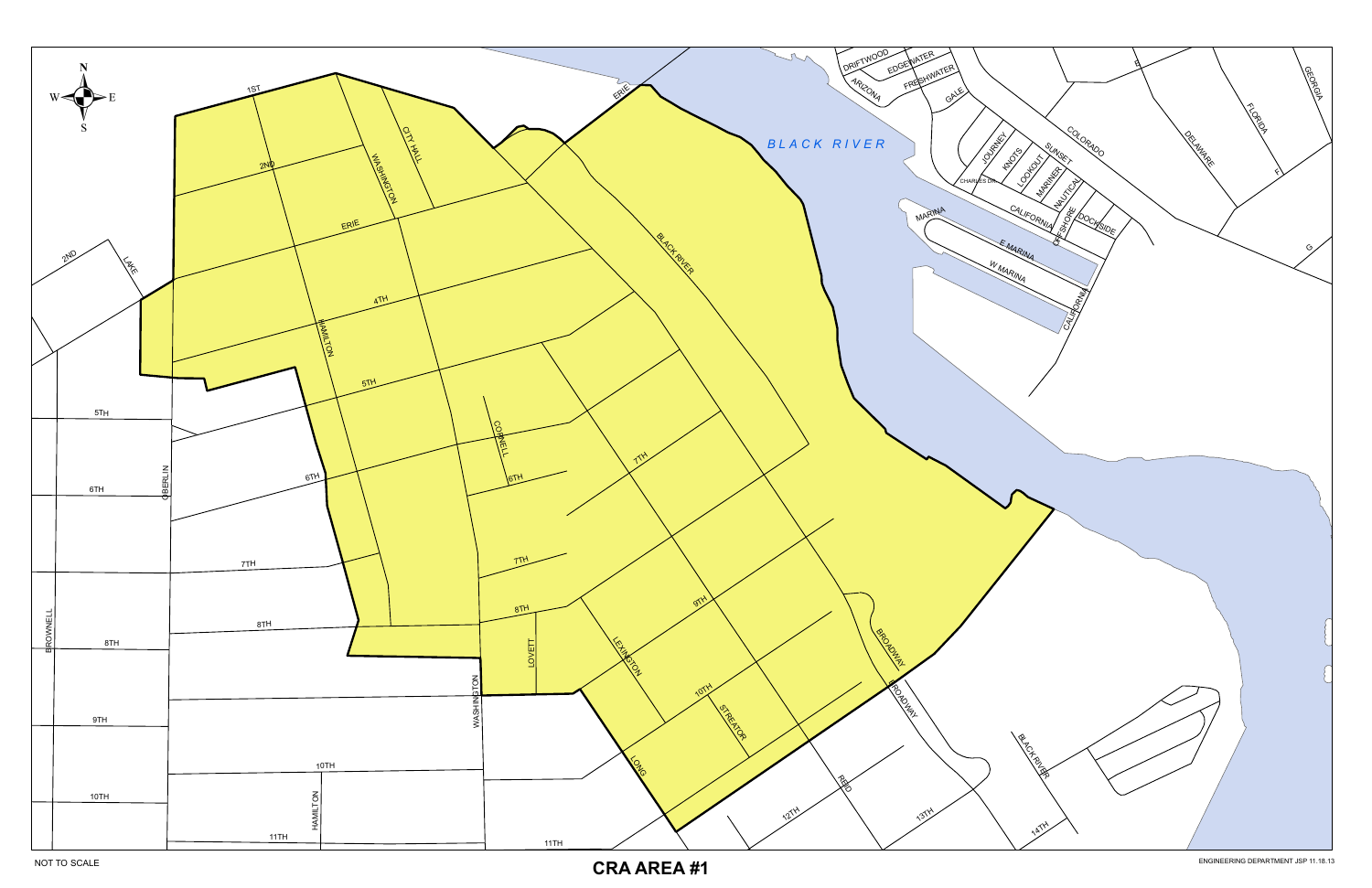NOT TO SCALE

# CRA AREA #1

ENGINEERING DEPARTMENT JSP 11.18.13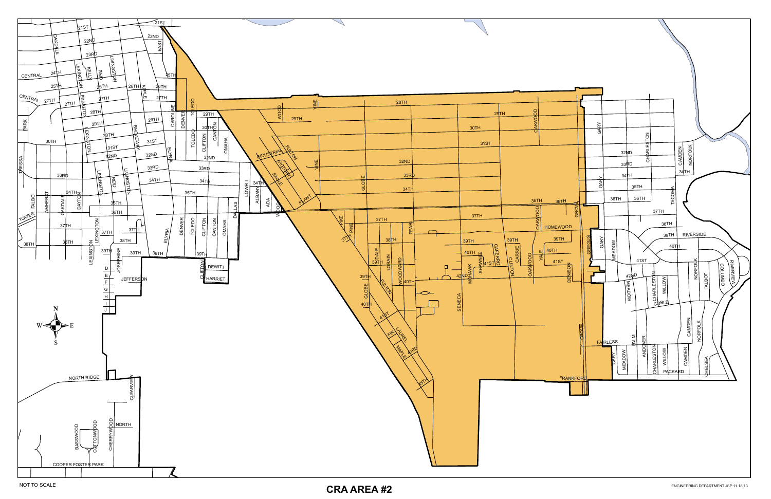NOT TO SCALE

# CRA AREA #2

ENGINEERING DEPARTMENT JSP 11.18.13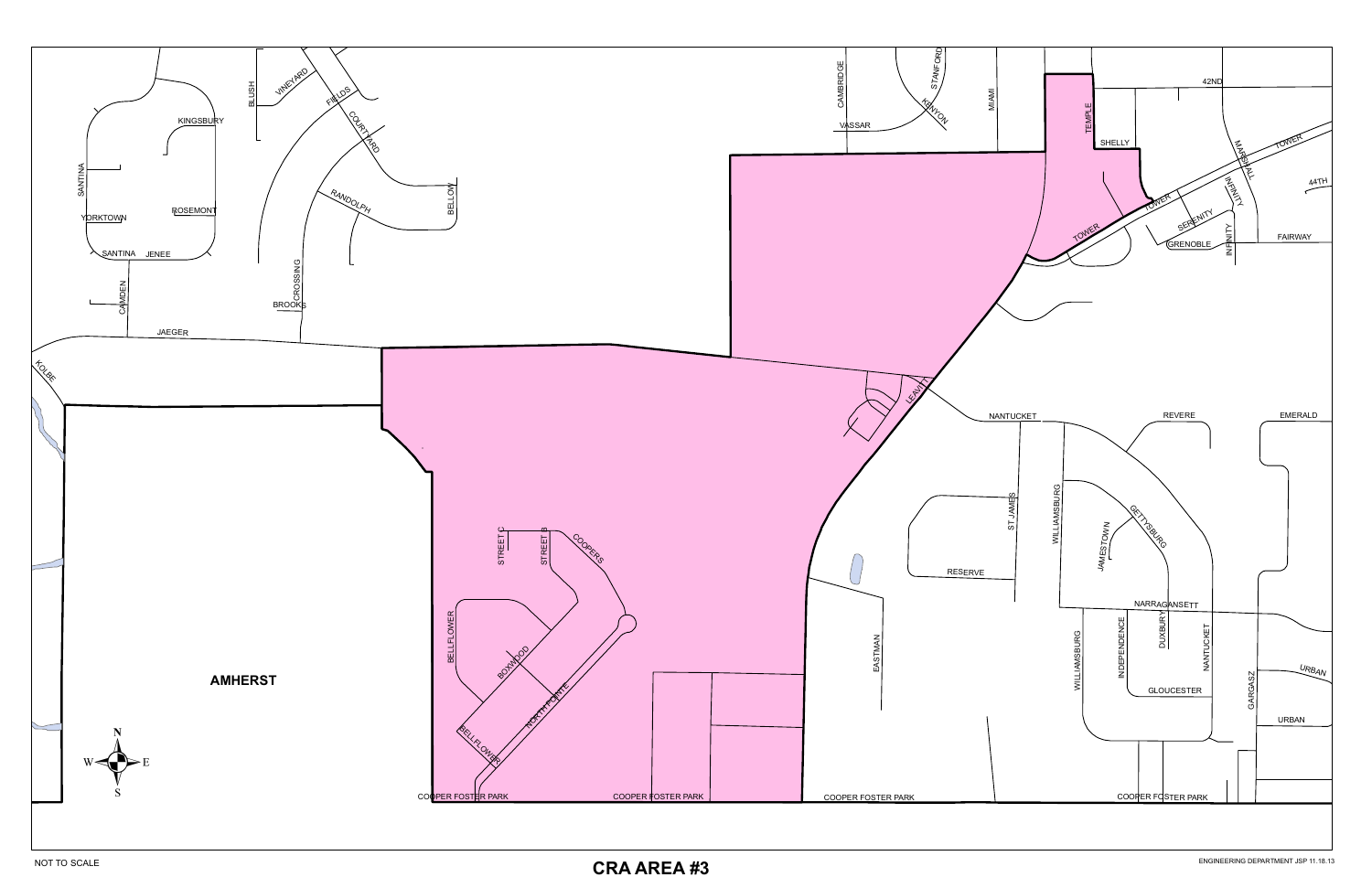# CRA AREA #3

NOT TO SCALE

ENGINEERING DEPARTMENT JSP 11.18.13

AMHERST

SANTINA
KINGSBURY
YORKTOWN
ROSEMONT
SANTINA JENEE
CAMDEN
BLUSH
VINEYARD
FIELDS
COURTYARD
RANDOLPH
BELLOW
CROSSING
BROOKS
JAEGER
KOLBE
CAMBRIDGE
VASSAR
STANFORD
KENYON
MIAMI
TEMPLE
SHELLY
42ND
MARSHALL
TOWER
44TH
INFINITY
SERENITY
GRENOBLE
FAIRWAY
LEAVITT
NANTUCKET
REVERE
EMERALD
ST JAMES
WILLIAMSBURG
JAMESTOWN
GETTYSBURG
RESERVE
NARRAGANSETT
DUXBURY
INDEPENDENCE
GLOUCESTER
URBAN
GARGASZ
EASTMAN
STREET C
STREET B
COOPERS
BELLFLOWER
BOXWOOD
NORTH POINTE
COOPER FOSTER PARK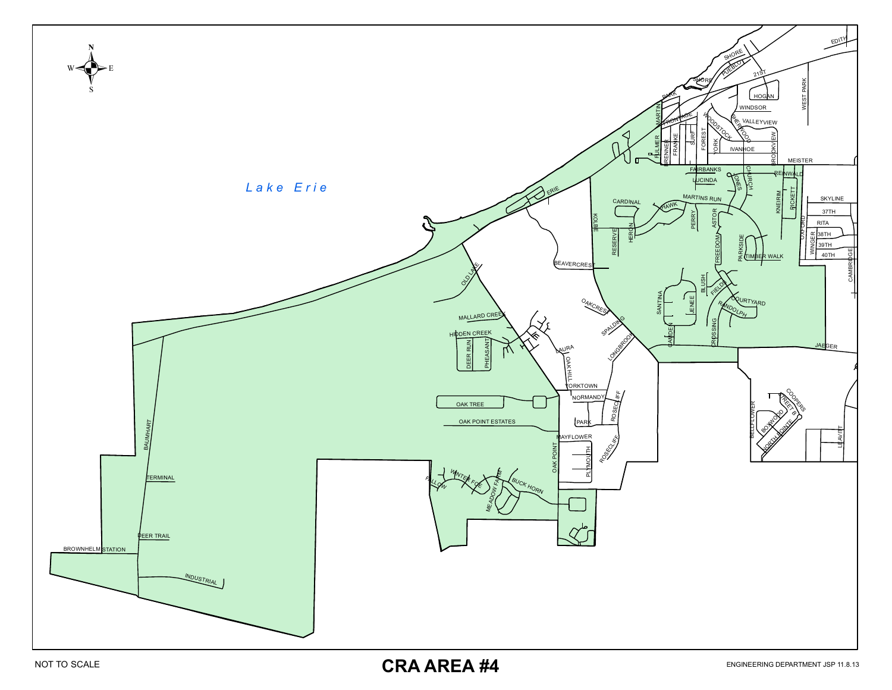# CRA AREA #4

NOT TO SCALE

ENGINEERING DEPARTMENT JSP 11.8.13

Lake Erie

N
W E
S

EDITH
SHORE
PUEBLO
21ST
SHORE
PARK
HOGAN
WEST PARK
WINDSOR
MARTIN
FRONTAGE
WOODSTOCK
SHERWOOD
VALLEYVIEW
FULMER
BRENNER
FRANKE
SURF
FOREST
YORK
IVANHOE
BROOKVIEW
MEISTER
FAIRBANKS
REINWALD
CHURCH
JONES
LUCINDA
ERIE
CARDINAL
MARTINS RUN
KNEIRIM
RICKETT
SKYLINE
37TH
RITA
HAWK
PERRY
ASTOR
OXFORD
38TH
WINGER
39TH
40TH
CAMBRIDGE
KOLBE
HERON
RESERVE
FREEDOM
PARKSIDE
TIMBER WALK
BEAVERCREST
BLUSH
FIELDS
COURTYARD
SANTINA
JENEE
RANDOLPH
OLD LAKE
OAKCREST
MALLARD CREEK
SPALDING
CROSSING
CAMDEN
JAEGER
HIDDEN CREEK
LONGBROOK
LAURA
DEER RUN
PHEASANT
OAK HILL
YORKTOWN
COOPERS
NORMANDY
STREET B
OAK TREE
ROSECLIFF
BELLFLOWER
BOXWOOD
OAK POINT ESTATES
PARK
NORTH POINTE
LEAVITT
MAYFLOWER
BAUMHART
ROSECLIFF
PLYMOUTH
OAK POINT
TERMINAL
WINTER FOE
FALLOW
MEADOW FARM
BUCK HORN
DEER TRAIL
BROWNHELM STATION
INDUSTRIAL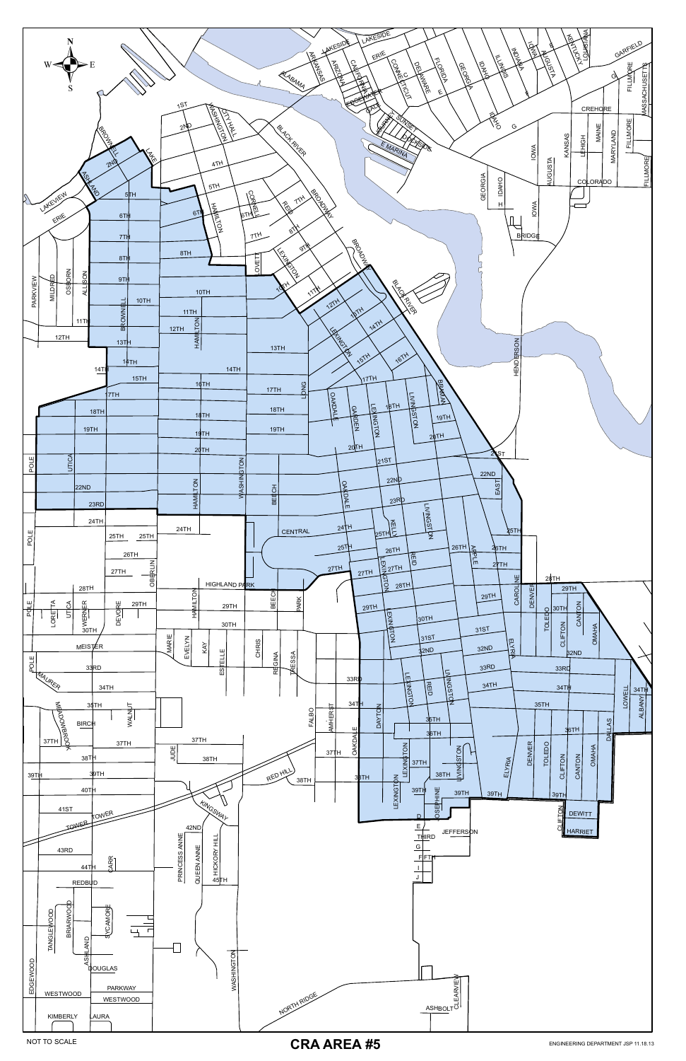# CRA AREA #5

NOT TO SCALE

ENGINEERING DEPARTMENT JSP 11.18.13